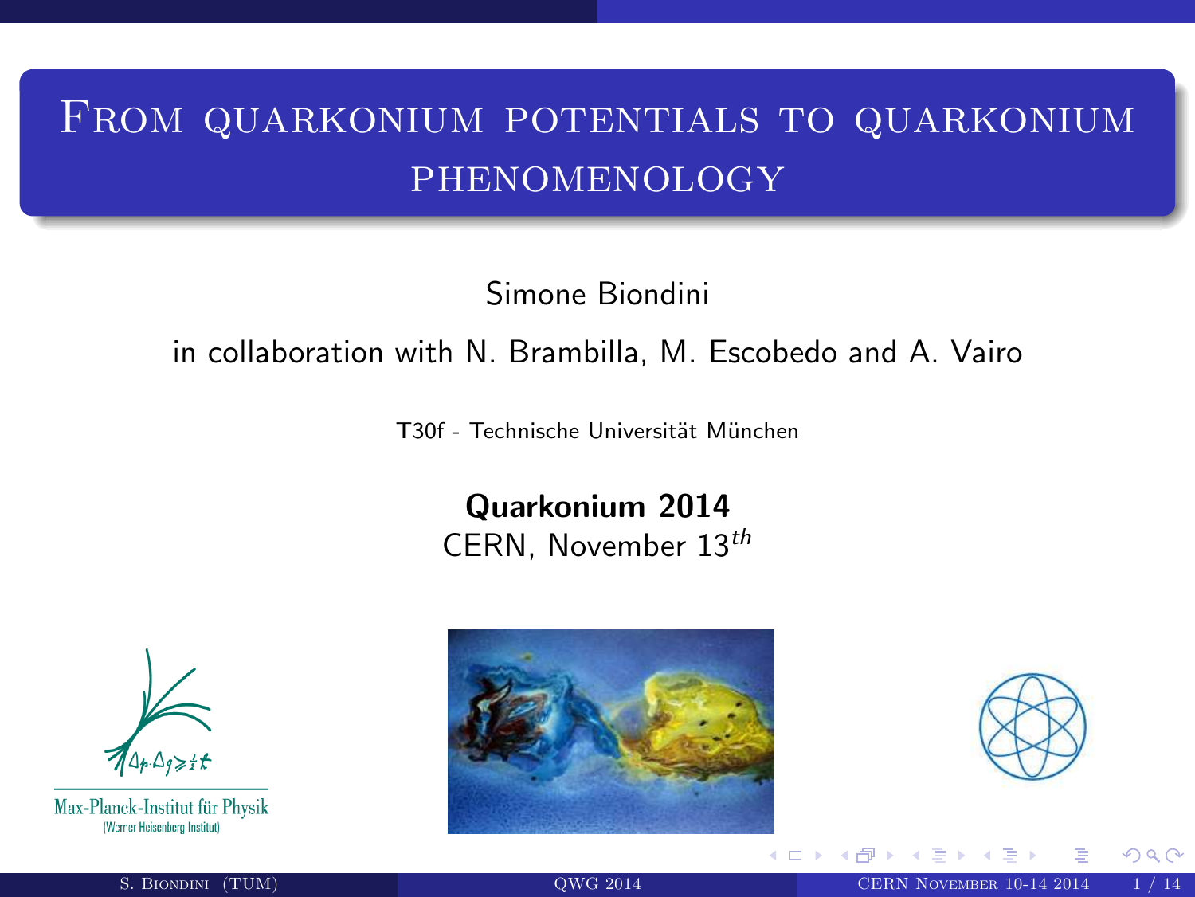# From quarkonium potentials to quarkonium phenomenology

Simone Biondini

in collaboration with N. Brambilla, M. Escobedo and A. Vairo

T30f - Technische Universität München

**Quarkonium 2014**

CERN, November $13^{th}$

Max-Planck-Institut für Physik

(Werner-Heisenberg-Institut)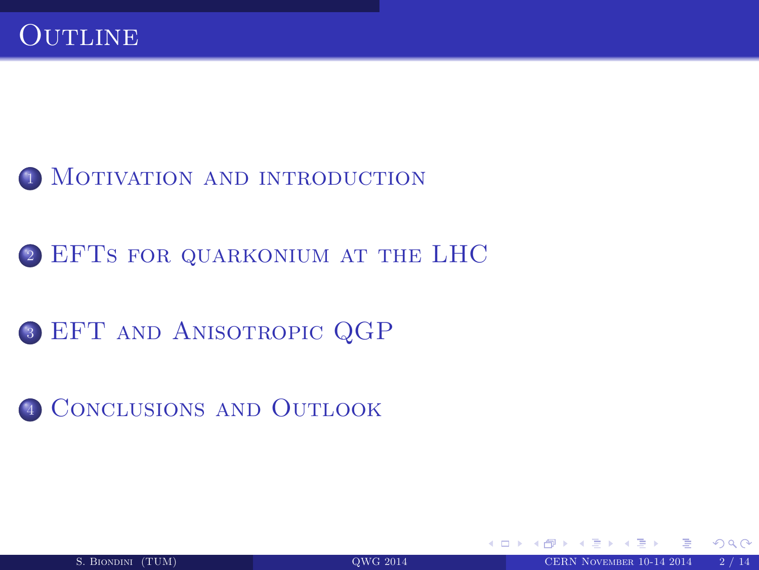# Outline

1. Motivation and introduction
2. EFTs for quarkonium at the LHC
3. EFT and Anisotropic QGP
4. Conclusions and Outlook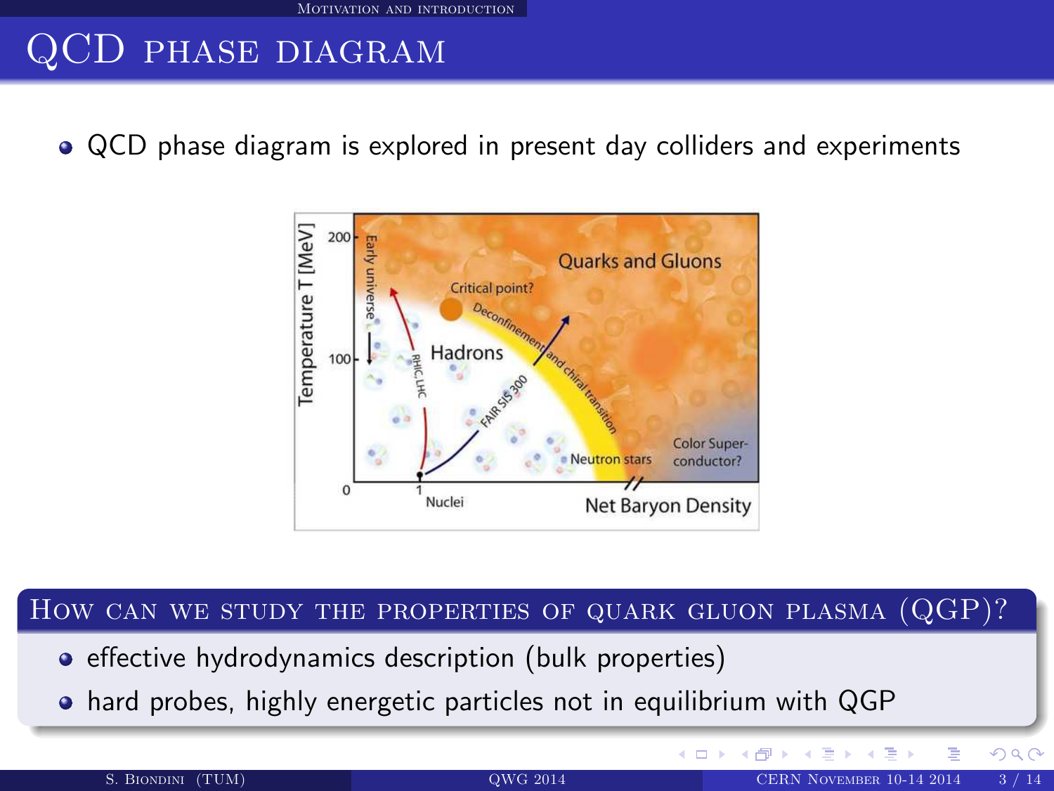# QCD phase diagram

- QCD phase diagram is explored in present day colliders and experiments

### How can we study the properties of quark gluon plasma (QGP)?

- effective hydrodynamics description (bulk properties)
- hard probes, highly energetic particles not in equilibrium with QGP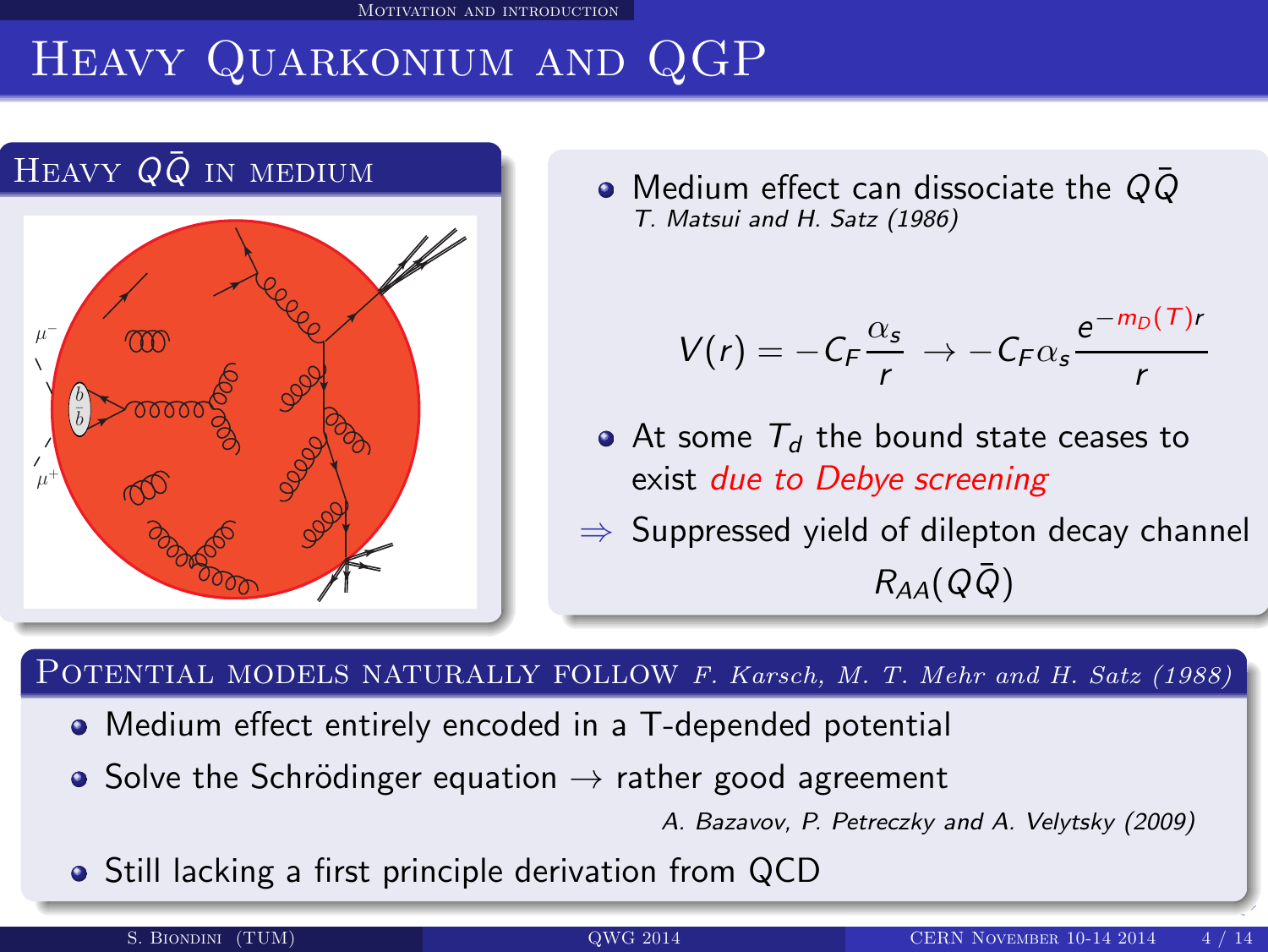# Heavy Quarkonium and QGP

## Heavy $Q\bar{Q}$ in medium

- Medium effect can dissociate the $Q\bar{Q}$
  *T. Matsui and H. Satz (1986)*

$$V(r) = -C_F \frac{\alpha_s}{r} \rightarrow -C_F \alpha_s \frac{e^{-m_D(T) r}}{r}$$

- At some $T_d$ the bound state ceases to exist *due to Debye screening*

$\Rightarrow$ Suppressed yield of dilepton decay channel $R_{AA}(Q\bar{Q})$

## Potential models naturally follow *F. Karsch, M. T. Mehr and H. Satz (1988)*

- Medium effect entirely encoded in a T-depended potential
- Solve the Schrödinger equation $\rightarrow$ rather good agreement
  *A. Bazavov, P. Petreczky and A. Velytsky (2009)*
- Still lacking a first principle derivation from QCD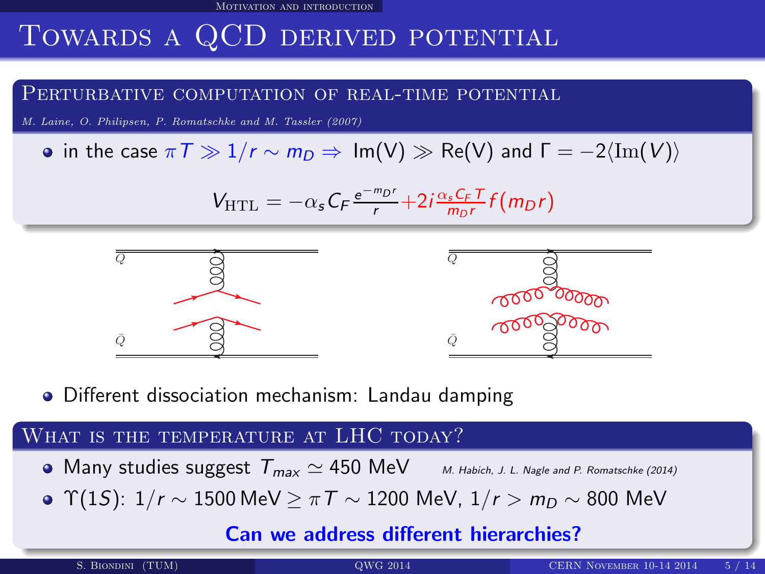# Towards a QCD derived potential

## Perturbative computation of real-time potential

*M. Laine, O. Philipsen, P. Romatschke and M. Tassler (2007)*

- in the case $\pi T \gg 1/r \sim m_D \Rightarrow$ Im(V) $\gg$ Re(V) and $\Gamma = -2\langle \mathrm{Im}(V) \rangle$

$$V_{\mathrm{HTL}} = -\alpha_s C_F \frac{e^{-m_D r}}{r} + 2i \frac{\alpha_s C_F T}{m_D r} f(m_D r)$$

- Different dissociation mechanism: Landau damping

## What is the temperature at LHC today?

- Many studies suggest $T_{max} \simeq 450$ MeV *M. Habich, J. L. Nagle and P. Romatschke (2014)*
- $\Upsilon(1S)$: $1/r \sim 1500\,\mathrm{MeV} \geq \pi T \sim 1200$ MeV, $1/r > m_D \sim 800$ MeV

**Can we address different hierarchies?**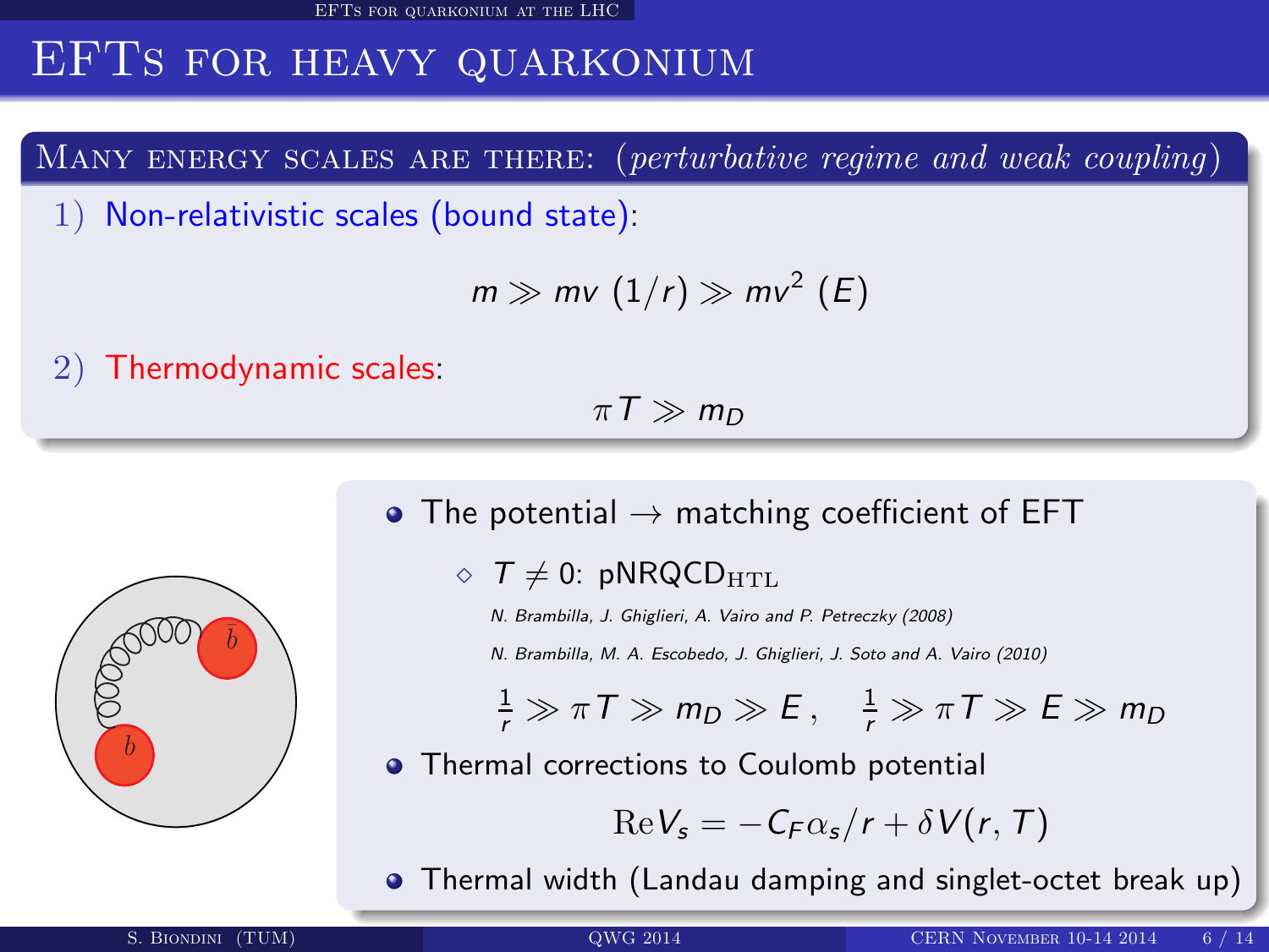# EFTs for heavy quarkonium

## Many energy scales are there: *(perturbative regime and weak coupling)*

1) Non-relativistic scales (bound state):

$$m \gg mv \; (1/r) \gg mv^2 \; (E)$$

2) Thermodynamic scales:

$$\pi T \gg m_D$$

- The potential $\rightarrow$ matching coefficient of EFT
  - $T \neq 0$: pNRQCD$_{\text{HTL}}$

    *N. Brambilla, J. Ghiglieri, A. Vairo and P. Petreczky (2008)*

    *N. Brambilla, M. A. Escobedo, J. Ghiglieri, J. Soto and A. Vairo (2010)*

$$\frac{1}{r} \gg \pi T \gg m_D \gg E \,, \quad \frac{1}{r} \gg \pi T \gg E \gg m_D$$

- Thermal corrections to Coulomb potential

$$\mathrm{Re} V_s = -C_F \alpha_s / r + \delta V(r, T)$$

- Thermal width (Landau damping and singlet-octet break up)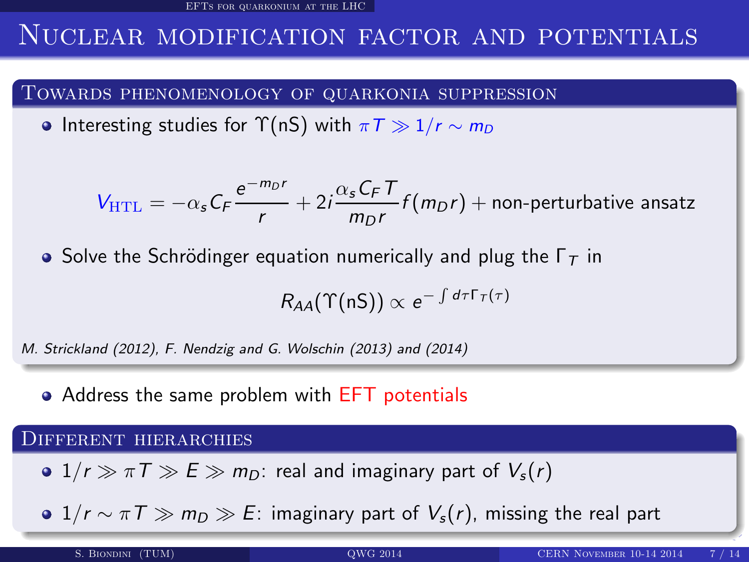# Nuclear modification factor and potentials

## Towards phenomenology of quarkonia suppression

- Interesting studies for $\Upsilon(\mathrm{nS})$ with $\pi T \gg 1/r \sim m_D$

$$V_{\mathrm{HTL}} = -\alpha_s C_F \frac{e^{-m_D r}}{r} + 2i \frac{\alpha_s C_F T}{m_D r} f(m_D r) + \text{non-perturbative ansatz}$$

- Solve the Schrödinger equation numerically and plug the $\Gamma_T$ in

$$R_{AA}(\Upsilon(\mathrm{nS})) \propto e^{-\int d\tau \Gamma_T(\tau)}$$

*M. Strickland (2012), F. Nendzig and G. Wolschin (2013) and (2014)*

- Address the same problem with EFT potentials

## Different hierarchies

- $1/r \gg \pi T \gg E \gg m_D$: real and imaginary part of $V_s(r)$
- $1/r \sim \pi T \gg m_D \gg E$: imaginary part of $V_s(r)$, missing the real part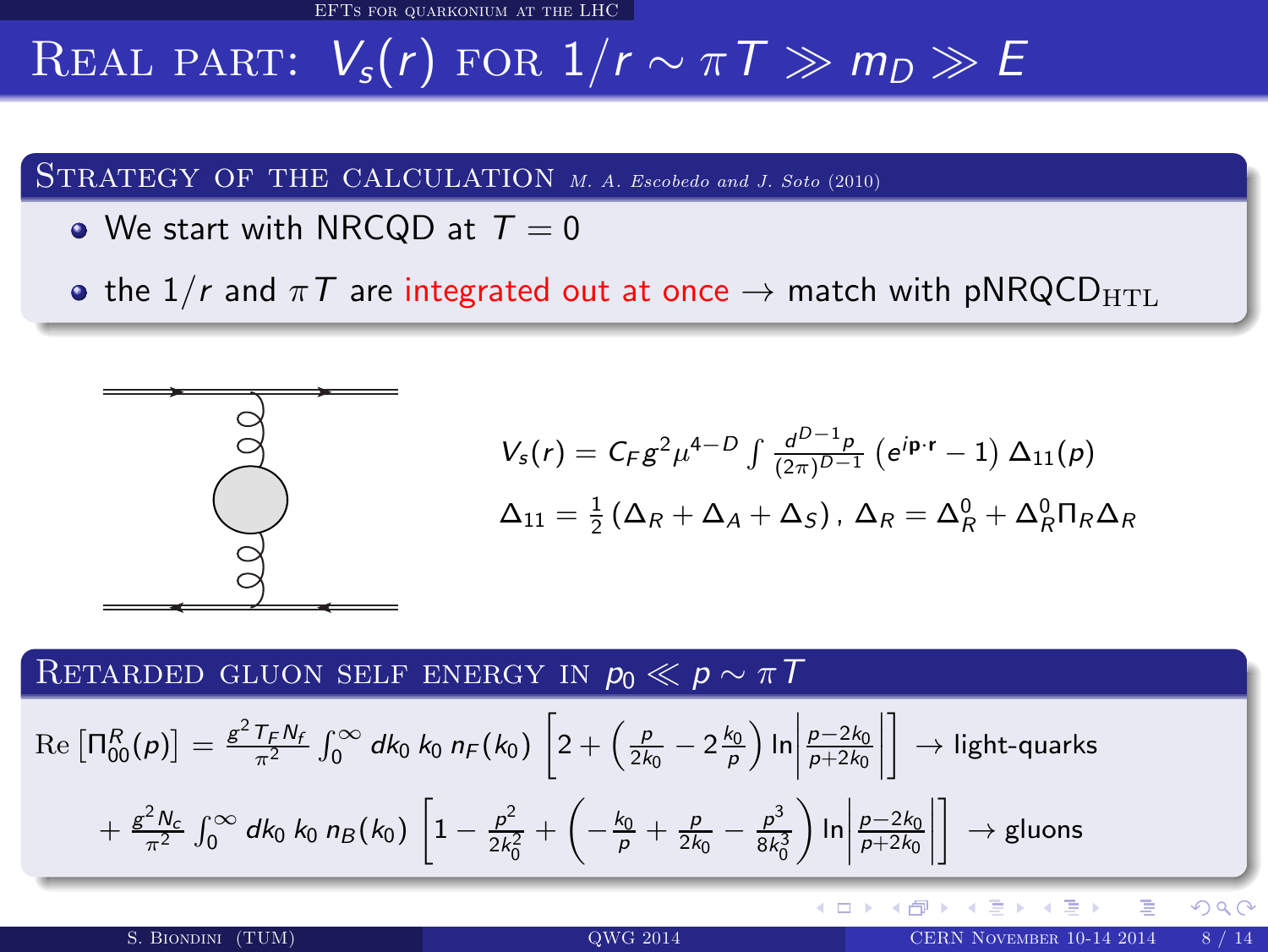# Real part: $V_s(r)$ for $1/r \sim \pi T \gg m_D \gg E$

## Strategy of the calculation *M. A. Escobedo and J. Soto (2010)*

- We start with NRCQD at $T = 0$
- the $1/r$ and $\pi T$ are integrated out at once $\rightarrow$ match with pNRQCD$_{\text{HTL}}$

$$V_s(r) = C_F g^2 \mu^{4-D} \int \frac{d^{D-1}p}{(2\pi)^{D-1}} \left(e^{i\mathbf{p}\cdot\mathbf{r}} - 1\right) \Delta_{11}(p)$$

$$\Delta_{11} = \frac{1}{2}\left(\Delta_R + \Delta_A + \Delta_S\right),\ \Delta_R = \Delta_R^0 + \Delta_R^0 \Pi_R \Delta_R$$

## Retarded gluon self energy in $p_0 \ll p \sim \pi T$

$$\text{Re}\left[\Pi_{00}^R(p)\right] = \frac{g^2 T_F N_f}{\pi^2} \int_0^\infty dk_0\, k_0\, n_F(k_0) \left[2 + \left(\frac{p}{2k_0} - 2\frac{k_0}{p}\right) \ln\left|\frac{p-2k_0}{p+2k_0}\right|\right] \rightarrow \text{light-quarks}$$

$$+ \frac{g^2 N_c}{\pi^2} \int_0^\infty dk_0\, k_0\, n_B(k_0) \left[1 - \frac{p^2}{2k_0^2} + \left(-\frac{k_0}{p} + \frac{p}{2k_0} - \frac{p^3}{8k_0^3}\right) \ln\left|\frac{p-2k_0}{p+2k_0}\right|\right] \rightarrow \text{gluons}$$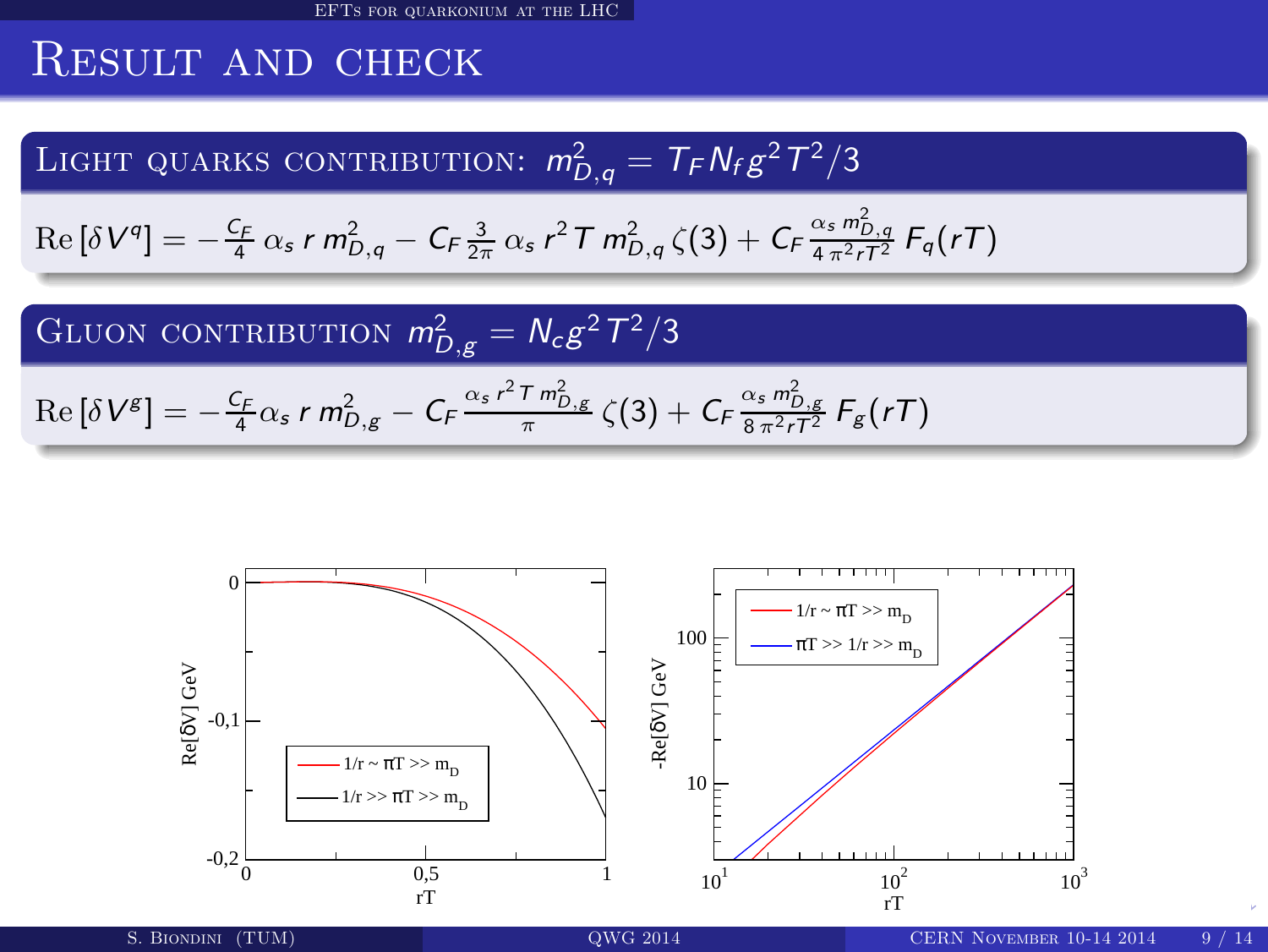# Result and check

## Light quarks contribution: $m_{D,q}^2 = T_F N_f g^2 T^2/3$

$$\mathrm{Re}\,[\delta V^q] = -\frac{C_F}{4}\,\alpha_s\, r\, m_{D,q}^2 - C_F\,\frac{3}{2\pi}\,\alpha_s\, r^2\, T\, m_{D,q}^2\,\zeta(3) + C_F\,\frac{\alpha_s\, m_{D,q}^2}{4\,\pi^2 r T^2}\,F_q(rT)$$

## Gluon contribution $m_{D,g}^2 = N_c g^2 T^2/3$

$$\mathrm{Re}\,[\delta V^g] = -\frac{C_F}{4}\alpha_s\, r\, m_{D,g}^2 - C_F\,\frac{\alpha_s\, r^2\, T\, m_{D,g}^2}{\pi}\,\zeta(3) + C_F\,\frac{\alpha_s\, m_{D,g}^2}{8\,\pi^2 r T^2}\,F_g(rT)$$

Left plot: Re[δV] GeV vs rT (0 to 1); legend: $1/r \sim \pi T \gg m_D$ (red), $1/r \gg \pi T \gg m_D$ (black).

Right plot: -Re[δV] GeV vs rT ($10^1$ to $10^3$, log scale); legend: $1/r \sim \pi T \gg m_D$ (red), $\pi T \gg 1/r \gg m_D$ (blue).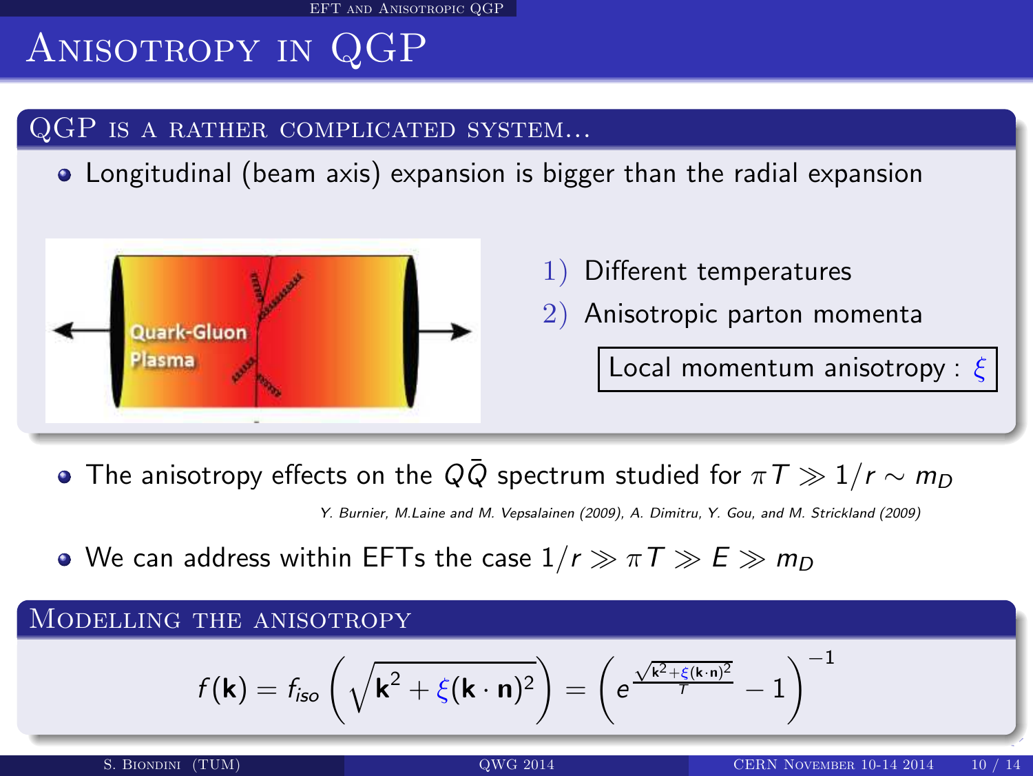# Anisotropy in QGP

## QGP is a rather complicated system...

- Longitudinal (beam axis) expansion is bigger than the radial expansion

1) Different temperatures
2) Anisotropic parton momenta

Local momentum anisotropy : $\xi$

- The anisotropy effects on the $Q\bar{Q}$ spectrum studied for $\pi T \gg 1/r \sim m_D$

*Y. Burnier, M.Laine and M. Vepsalainen (2009), A. Dimitru, Y. Gou, and M. Strickland (2009)*

- We can address within EFTs the case $1/r \gg \pi T \gg E \gg m_D$

## Modelling the anisotropy

$$f(\mathbf{k}) = f_{iso}\left(\sqrt{\mathbf{k}^2 + \xi(\mathbf{k}\cdot\mathbf{n})^2}\right) = \left(e^{\frac{\sqrt{\mathbf{k}^2+\xi(\mathbf{k}\cdot\mathbf{n})^2}}{T}} - 1\right)^{-1}$$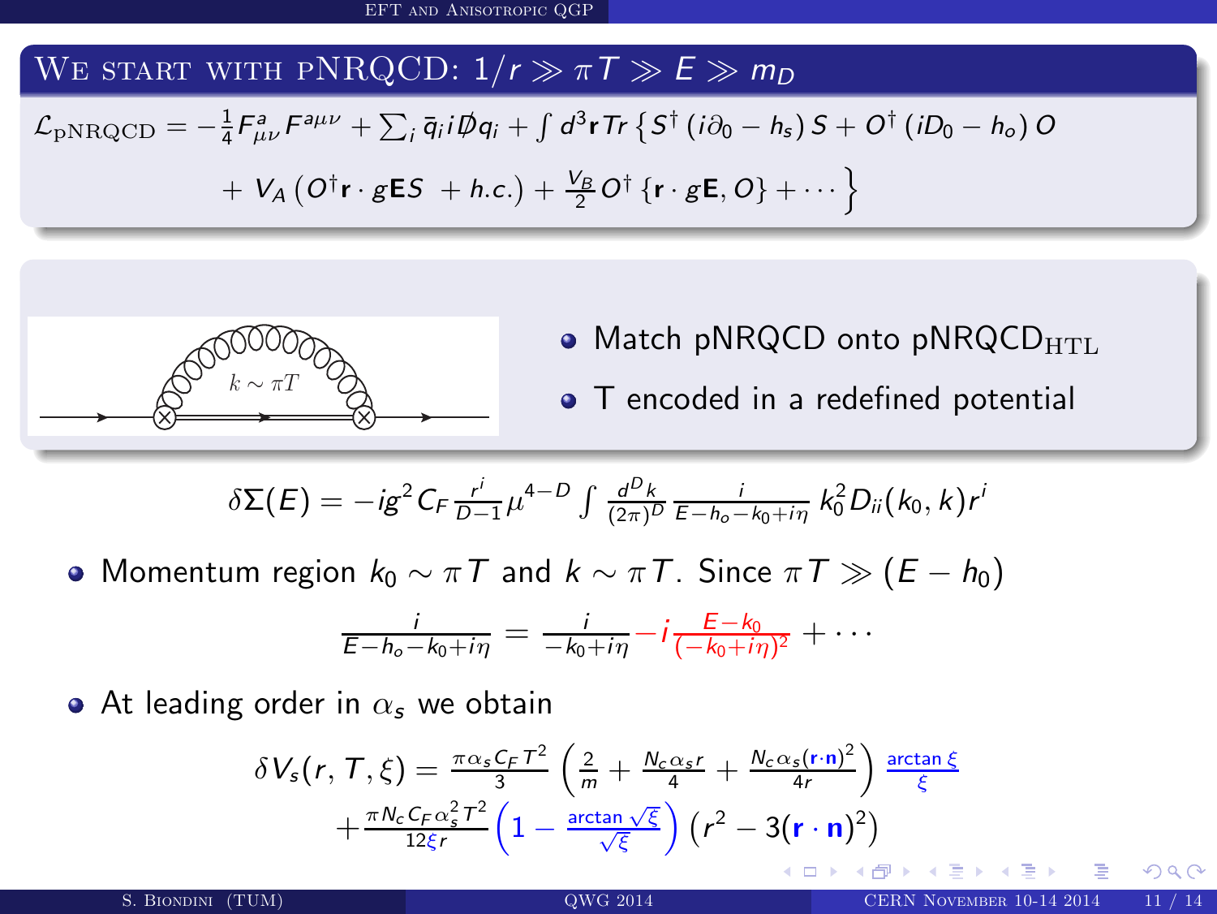## We start with pNRQCD: $1/r \gg \pi T \gg E \gg m_D$

$$\mathcal{L}_{\rm pNRQCD} = -\frac{1}{4}F^a_{\mu\nu}F^{a\mu\nu} + \sum_i \bar{q}_i i\not{D} q_i + \int d^3\mathbf{r}\, Tr\left\{ S^\dagger \left(i\partial_0 - h_s\right) S + O^\dagger \left(iD_0 - h_o\right) O \right.$$
$$\left. + V_A \left(O^\dagger \mathbf{r}\cdot g\mathbf{E} S + h.c.\right) + \frac{V_B}{2} O^\dagger \left\{\mathbf{r}\cdot g\mathbf{E}, O\right\} + \cdots \right\}$$

- Match pNRQCD onto pNRQCD$_{\rm HTL}$
- T encoded in a redefined potential

$$\delta\Sigma(E) = -ig^2 C_F \frac{r^i}{D-1}\mu^{4-D}\int \frac{d^D k}{(2\pi)^D}\frac{i}{E-h_o-k_0+i\eta}\, k_0^2 D_{ii}(k_0,k) r^i$$

- Momentum region $k_0 \sim \pi T$ and $k \sim \pi T$. Since $\pi T \gg (E - h_0)$

$$\frac{i}{E-h_o-k_0+i\eta} = \frac{i}{-k_0+i\eta} - i\frac{E-k_0}{(-k_0+i\eta)^2} + \cdots$$

- At leading order in $\alpha_s$ we obtain

$$\delta V_s(r,T,\xi) = \frac{\pi\alpha_s C_F T^2}{3}\left(\frac{2}{m} + \frac{N_c\alpha_s r}{4} + \frac{N_c\alpha_s(\mathbf{r}\cdot\mathbf{n})^2}{4r}\right)\frac{\arctan\xi}{\xi}$$
$$+\frac{\pi N_c C_F\alpha_s^2 T^2}{12\xi r}\left(1 - \frac{\arctan\sqrt{\xi}}{\sqrt{\xi}}\right)\left(r^2 - 3(\mathbf{r}\cdot\mathbf{n})^2\right)$$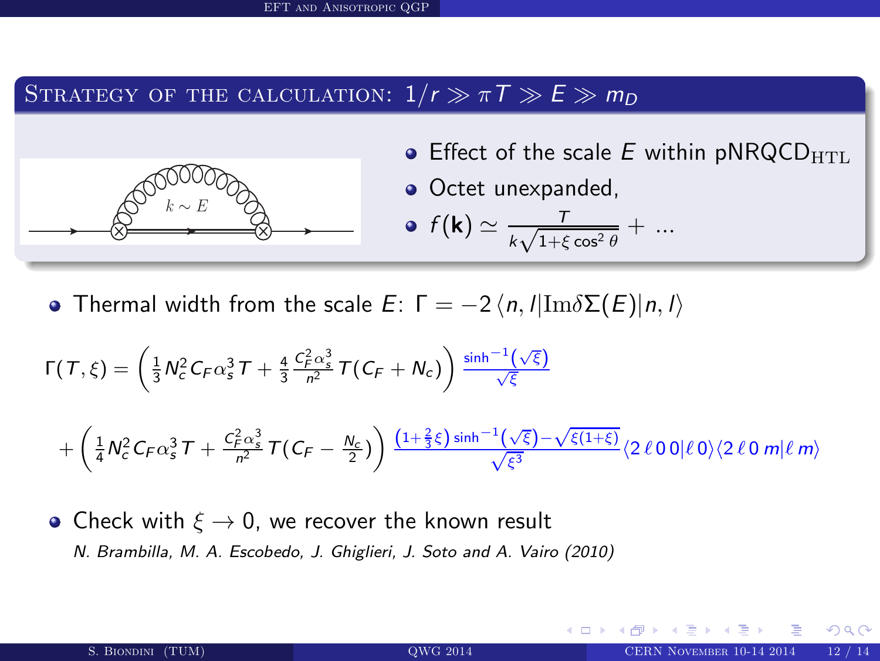## Strategy of the calculation: $1/r \gg \pi T \gg E \gg m_D$

- Effect of the scale $E$ within pNRQCD$_{\mathrm{HTL}}$
- Octet unexpanded,
- $f(\mathbf{k}) \simeq \frac{T}{k\sqrt{1+\xi\cos^2\theta}} + \ldots$

- Thermal width from the scale $E$: $\Gamma = -2\,\langle n,l|\mathrm{Im}\delta\Sigma(E)|n,l\rangle$

$$\Gamma(T,\xi) = \left(\frac{1}{3}N_c^2 C_F \alpha_s^3 T + \frac{4}{3}\frac{C_F^2\alpha_s^3}{n^2}T(C_F+N_c)\right)\frac{\sinh^{-1}(\sqrt{\xi})}{\sqrt{\xi}}$$

$$+\left(\frac{1}{4}N_c^2 C_F \alpha_s^3 T + \frac{C_F^2\alpha_s^3}{n^2}T(C_F-\frac{N_c}{2})\right)\frac{(1+\frac{2}{3}\xi)\sinh^{-1}(\sqrt{\xi})-\sqrt{\xi(1+\xi)}}{\sqrt{\xi^3}}\langle 2\,\ell\,0\,0|\ell\,0\rangle\langle 2\,\ell\,0\,m|\ell\,m\rangle$$

- Check with $\xi \to 0$, we recover the known result

  *N. Brambilla, M. A. Escobedo, J. Ghiglieri, J. Soto and A. Vairo (2010)*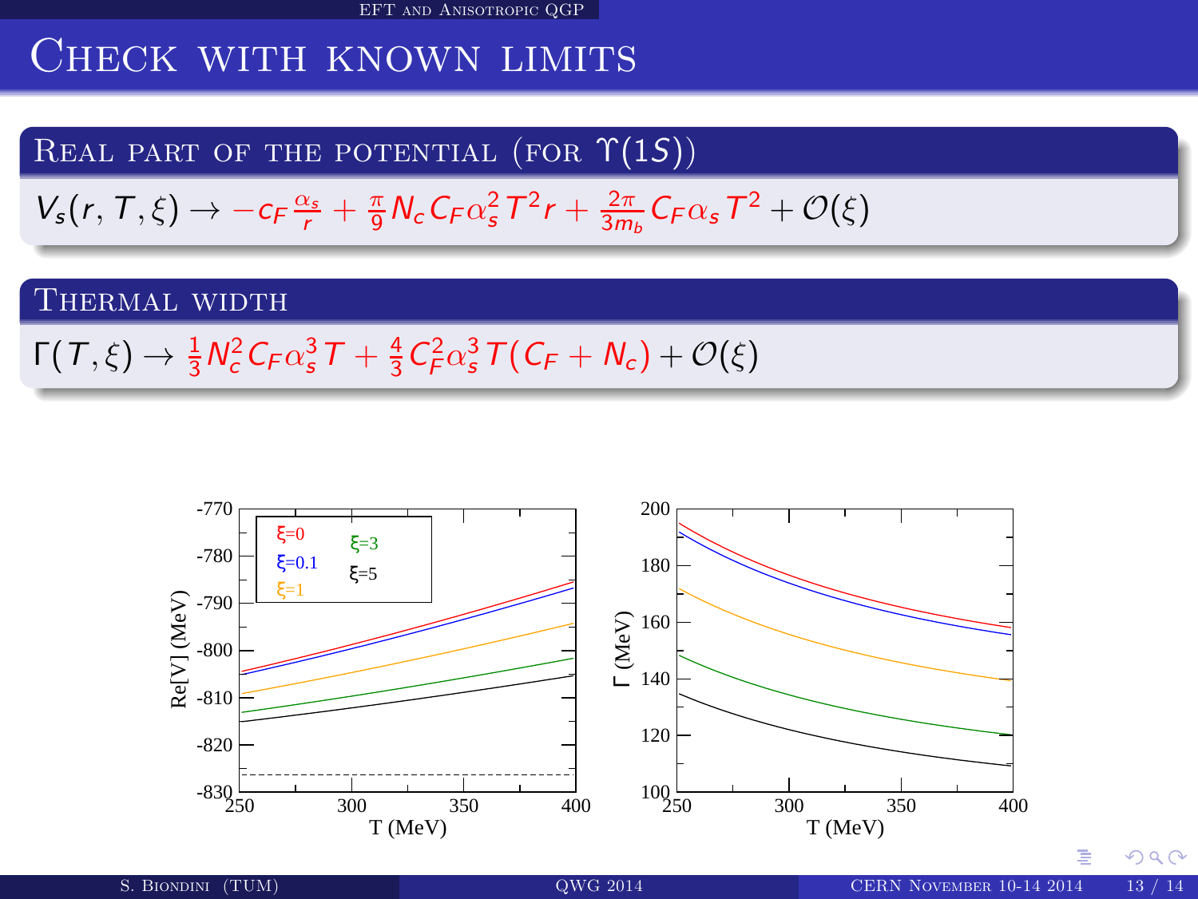# Check with known limits

## Real part of the potential (for $\Upsilon(1S)$)

$$V_s(r, T, \xi) \to -c_F \frac{\alpha_s}{r} + \frac{\pi}{9} N_c C_F \alpha_s^2 T^2 r + \frac{2\pi}{3m_b} C_F \alpha_s T^2 + \mathcal{O}(\xi)$$

## Thermal width

$$\Gamma(T, \xi) \to \frac{1}{3} N_c^2 C_F \alpha_s^3 T + \frac{4}{3} C_F^2 \alpha_s^3 T (C_F + N_c) + \mathcal{O}(\xi)$$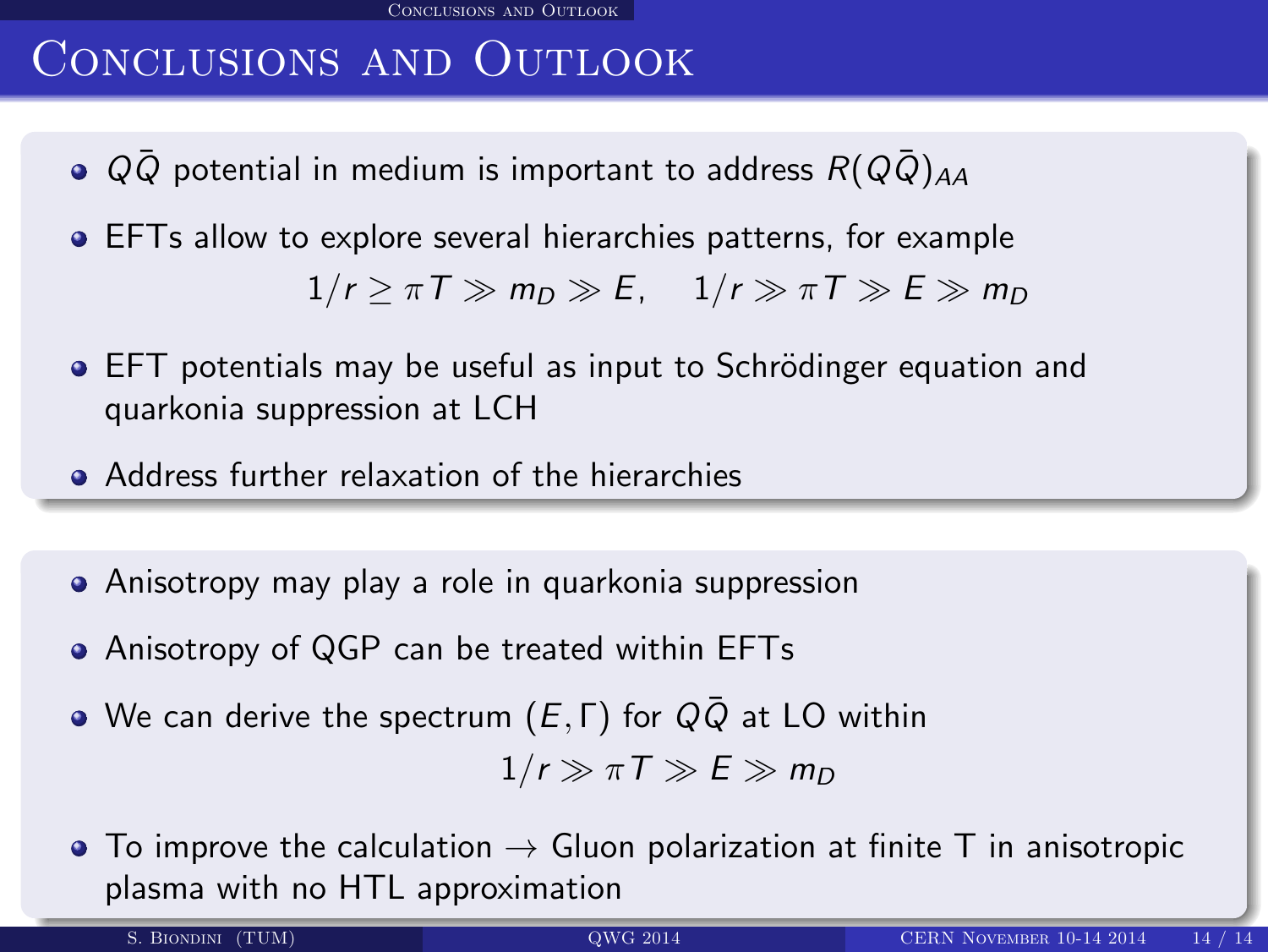# Conclusions and Outlook

- $Q\bar{Q}$ potential in medium is important to address $R(Q\bar{Q})_{AA}$
- EFTs allow to explore several hierarchies patterns, for example

$$1/r \geq \pi T \gg m_D \gg E, \quad 1/r \gg \pi T \gg E \gg m_D$$

- EFT potentials may be useful as input to Schrödinger equation and quarkonia suppression at LCH
- Address further relaxation of the hierarchies

---

- Anisotropy may play a role in quarkonia suppression
- Anisotropy of QGP can be treated within EFTs
- We can derive the spectrum $(E, \Gamma)$ for $Q\bar{Q}$ at LO within

$$1/r \gg \pi T \gg E \gg m_D$$

- To improve the calculation → Gluon polarization at finite T in anisotropic plasma with no HTL approximation